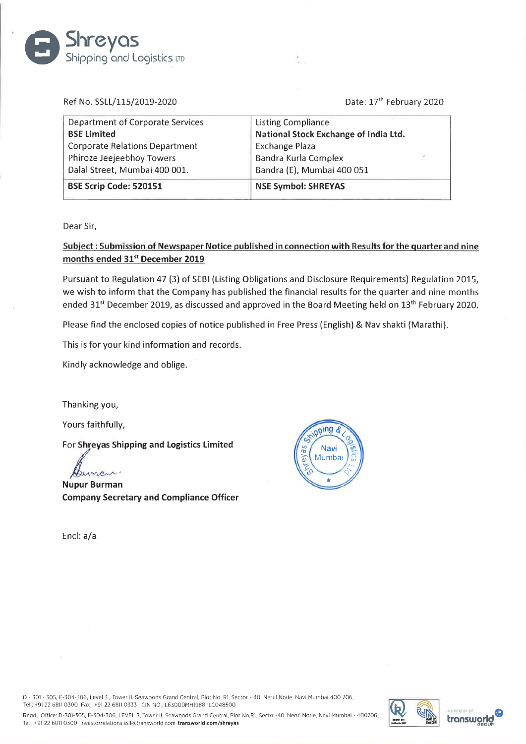**Shreyas**
Shipping and Logistics LTD

Ref No. SSLL/115/2019-2020

Date: 17th February 2020

| Department of Corporate Services **BSE Limited** Corporate Relations Department Phiroze Jeejeebhoy Towers Dalal Street, Mumbai 400 001. | Listing Compliance **National Stock Exchange of India Ltd.** Exchange Plaza Bandra Kurla Complex Bandra (E), Mumbai 400 051 |
|---|---|
| **BSE Scrip Code: 520151** | **NSE Symbol: SHREYAS** |

Dear Sir,

**Subject : Submission of Newspaper Notice published in connection with Results for the quarter and nine months ended 31st December 2019**

Pursuant to Regulation 47 (3) of SEBI (Listing Obligations and Disclosure Requirements) Regulation 2015, we wish to inform that the Company has published the financial results for the quarter and nine months ended 31st December 2019, as discussed and approved in the Board Meeting held on 13th February 2020.

Please find the enclosed copies of notice published in Free Press (English) & Nav shakti (Marathi).

This is for your kind information and records.

Kindly acknowledge and oblige.

Thanking you,

Yours faithfully,

For **Shreyas Shipping and Logistics Limited**

**Nupur Burman**
**Company Secretary and Compliance Officer**

Encl: a/a

D - 301 - 305, E-304-306, Level 3 , Tower II, Seawoods Grand Central, Plot No. R1, Sector - 40, Nerul Node, Navi Mumbai 400 706.
Tel.: +91 22 6811 0300 Fax.: +91 22 6811 0333 CIN NO.: L63000MH1988PLC048500

Regd. Office: D-301-305, E-304-306, LEVEL 3, Tower II, Seawoods Grand Central, Plot No.R1, Sector-40, Nerul Node, Navi Mumbai - 400706.
Tel.: +91 22 6811 0300 investorrelations.ssll@transworld.com **transworld.com/shreyas**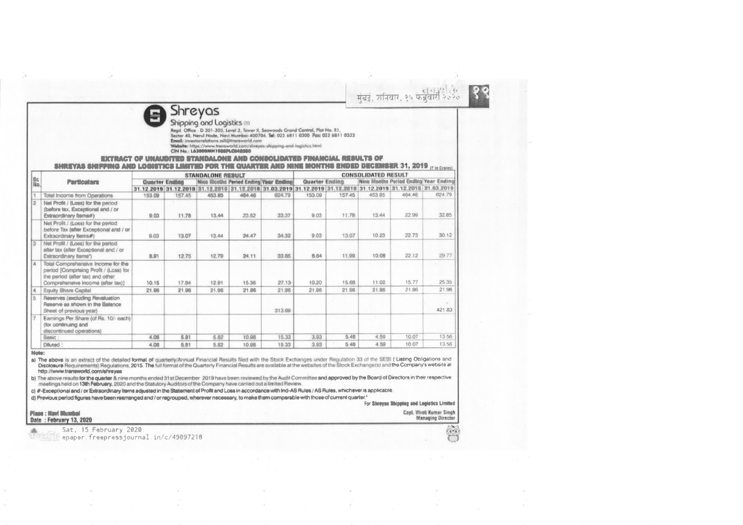# Shreyas

**Shipping and Logistics Ltd**

Regd. Office : D 301-305, Level 3, Tower II, Seawoods Grand Central, Plot No. R1, Sector 40, Nerul Node, Navi Mumbai-400706. Tel: 022 6811 0300 Fax: 022 6811 0333
Email: investorrelations.ssll@transworld.com
Website: https://www.transworld.com/shreyas-shipping-and-logistics.html
CIN No.: L63000MH1988PLC048500

## EXTRACT OF UNAUDITED STANDALONE AND CONSOLIDATED FINANCIAL RESULTS OF SHREYAS SHIPPING AND LOGISTICS LIMITED FOR THE QUARTER AND NINE MONTHS ENDED DECEMBER 31, 2019

(₹ in Crores)

| Sr. No. | Particulars | STANDALONE RESULT | | | | | CONSOLIDATED RESULT | | | | |
|---|---|---|---|---|---|---|---|---|---|---|---|
| | | Quarter Ending | | Nine Months Period Ending | | Year Ending | Quarter Ending | | Nine Months Period Ending | | Year Ending |
| | | 31.12.2019 | 31.12.2018 | 31.12.2019 | 31.12.2018 | 31.03.2019 | 31.12.2019 | 31.12.2018 | 31.12.2019 | 31.12.2018 | 31.03.2019 |
| 1 | Total Income from Operations | 153.09 | 157.45 | 453.85 | 464.46 | 624.79 | 153.09 | 157.45 | 453.85 | 464.46 | 624.79 |
| 2 | Net Profit / (Loss) for the period (before tax, Exceptional and / or Extraordinary items#) | 9.03 | 11.78 | 13.44 | 23.62 | 33.37 | 9.03 | 11.78 | 13.44 | 22.99 | 32.85 |
| | Net Profit / (Loss) for the period before Tax (after Exceptional and / or Extraordinary items#) | 9.03 | 13.07 | 13.44 | 24.47 | 34.32 | 9.03 | 13.07 | 10.23 | 22.73 | 30.12 |
| 3 | Net Profit / (Loss) for the period after tax (after Exceptional and / or Extraordinary items*) | 8.91 | 12.75 | 12.79 | 24.11 | 33.65 | 8.64 | 11.99 | 10.08 | 22.12 | 29.77 |
| 4 | Total Comprehensive Income for the period [Comprising Profit / (Loss) for the period (after tax) and other Comprehensive Income (after tax)] | 10.15 | 17.84 | 12.91 | 15.36 | 27.13 | 10.20 | 15.68 | 11.02 | 15.77 | 25.35 |
| 4 | Equity Share Capital | 21.96 | 21.96 | 21.96 | 21.96 | 21.96 | 21.96 | 21.96 | 21.96 | 21.96 | 21.96 |
| 5 | Reserves (excluding Revaluation Reserve as shown in the Balance Sheet of previous year) | | | | | 313.69 | | | | | 421.83 |
| 7 | Earnings Per Share (of Rs. 10/- each) (for continuing and discontinued operations) | | | | | | | | | | |
| | Basic : | 4.06 | 5.81 | 5.82 | 10.98 | 15.33 | 3.93 | 5.46 | 4.59 | 10.07 | 13.56 |
| | Diluted : | 4.06 | 5.81 | 5.82 | 10.98 | 15.33 | 3.93 | 5.46 | 4.59 | 10.07 | 13.56 |

**Note:**

a) The above is an extract of the detailed format of quarterly/Annual Financial Results filed with the Stock Exchanges under Regulation 33 of the SEBI ( Listing Obligations and Disclosure Requirements) Regulations, 2015. The full format of the Quarterly Financial Results are available at the websites of the Stock Exchange(s) and the Company's website at http://www.transworld.com/shreyas

b) The above results for the quarter & nine months ended 31st December 2019 have been reviewed by the Audit Committee and approved by the Board of Directors in their respective meetings held on 13th February, 2020 and the Statutory Auditors of the Company have carried out a limited Review.

c) #-Exceptional and / or Extraordinary items adjusted in the Statement of Profit and Loss in accordance with Ind-AS Rules / AS Rules, whichever is applicable.

d) Previous period figures have been rearranged and / or regrouped, wherever necessary, to make them comparable with those of current quarter."

For Shreyas Shipping and Logistics Limited

Capt. Vivek Kumar Singh
Managing Director

Place : Navi Mumbai
Date : February 13, 2020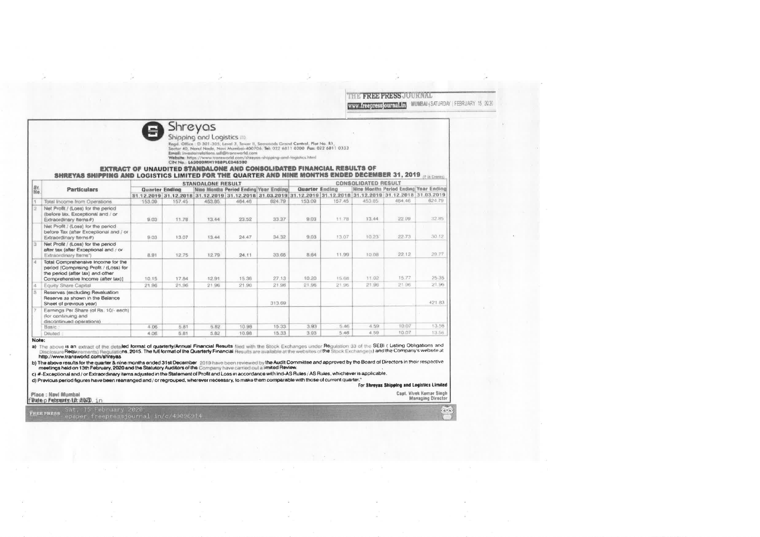# Shreyas

Shipping and Logistics Ltd

Regd. Office : D 301-305, Level 3, Tower II, Seawoods Grand Central, Plot No. R1, Sector 40, Nerul Node, Navi Mumbai-400706. Tel: 022 6811 0300 Fax: 022 6811 0333
Email: investorrelations.ssll@transworld.com
Website: https://www.transworld.com/shreyas-shipping-and-logistics.html
CIN No.: L63000MH1988PLC048500

## EXTRACT OF UNAUDITED STANDALONE AND CONSOLIDATED FINANCIAL RESULTS OF SHREYAS SHIPPING AND LOGISTICS LIMITED FOR THE QUARTER AND NINE MONTHS ENDED DECEMBER 31, 2019

(₹ in Crores)

| Sr. No. | Particulars | STANDALONE RESULT | | | | | CONSOLIDATED RESULT | | | | |
|---|---|---|---|---|---|---|---|---|---|---|---|
| | | Quarter Ending | | Nine Months Period Ending | | Year Ending | Quarter Ending | | Nine Months Period Ending | | Year Ending |
| | | 31.12.2019 | 31.12.2018 | 31.12.2019 | 31.12.2018 | 31.03.2019 | 31.12.2019 | 31.12.2018 | 31.12.2019 | 31.12.2018 | 31.03.2019 |
| 1 | Total Income from Operations | 153.09 | 157.45 | 453.85 | 464.46 | 624.79 | 153.09 | 157.45 | 453.85 | 464.46 | 624.79 |
| 2 | Net Profit / (Loss) for the period (before tax, Exceptional and / or Extraordinary items#) | 9.03 | 11.78 | 13.44 | 23.52 | 33.37 | 9.03 | 11.78 | 13.44 | 22.99 | 32.85 |
| | Net Profit / (Loss) for the period before Tax (after Exceptional and / or Extraordinary items#) | 9.03 | 13.07 | 13.44 | 24.47 | 34.32 | 9.03 | 13.07 | 10.23 | 22.73 | 30.12 |
| 3 | Net Profit / (Loss) for the period after tax (after Exceptional and / or Extraordinary items#) | 8.91 | 12.75 | 12.79 | 24.11 | 33.66 | 8.64 | 11.99 | 10.08 | 22.12 | 29.77 |
| 4 | Total Comprehensive Income for the period [Comprising Profit / (Loss) for the period (after tax) and other Comprehensive Income (after tax)] | 10.15 | 17.84 | 12.91 | 15.36 | 27.13 | 10.20 | 15.68 | 11.02 | 15.77 | 25.35 |
| 4 | Equity Share Capital | 21.96 | 21.96 | 21.96 | 21.96 | 21.96 | 21.96 | 21.96 | 21.96 | 21.96 | 21.96 |
| 5 | Reserves (excluding Revaluation Reserve as shown in the Balance Sheet of previous year) | | | | | 313.69 | | | | | 421.83 |
| 7 | Earnings Per Share (of Rs. 10/- each) (for continuing and discontinued operations) | | | | | | | | | | |
| | Basic : | 4.06 | 5.81 | 5.82 | 10.98 | 15.33 | 3.93 | 5.46 | 4.59 | 10.07 | 13.56 |
| | Diluted : | 4.06 | 5.81 | 5.82 | 10.98 | 15.33 | 3.93 | 5.46 | 4.59 | 10.07 | 13.56 |

**Note:**

a) The above is an extract of the detailed format of quarterly/Annual Financial Results filed with the Stock Exchanges under Regulation 33 of the SEBI ( Listing Obligations and Disclosure Requirements) Regulations, 2015. The full format of the Quarterly Financial Results are available at the websites of the Stock Exchange(s) and the Company's website at http://www.transworld.com/shreyas

b) The above results for the quarter & nine months ended 31st December 2019 have been reviewed by the Audit Committee and approved by the Board of Directors in their respective meetings held on 13th February, 2020 and the Statutory Auditors of the Company have carried out a limited Review.

c) #-Exceptional and / or Extraordinary items adjusted in the Statement of Profit and Loss in accordance with Ind-AS Rules / AS Rules, whichever is applicable.

d) Previous period figures have been rearranged and / or regrouped, wherever necessary, to make them comparable with those of current quarter."

For Shreyas Shipping and Logistics Limited

Capt. Vivek Kumar Singh
Managing Director

Place : Navi Mumbai
Date : February 13, 2020